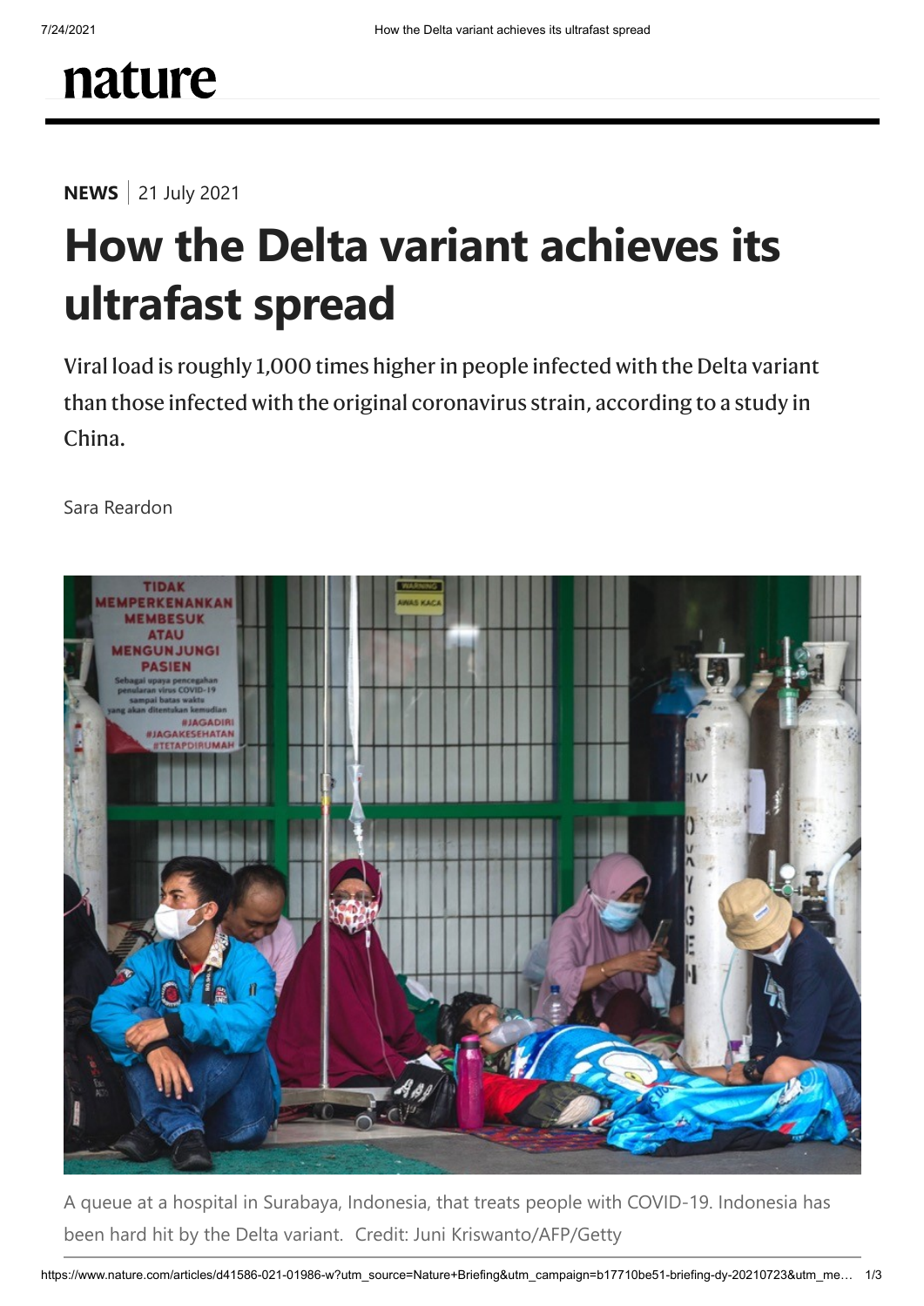nature

**NEWS** | 21 July 2021

# How the Delta variant achieves its ultrafast spread

Viral load is roughly 1,000 times higher in people infected with the Delta variant than those infected with the original coronavirus strain, according to a study in China.

Sara Reardon

A queue at a hospital in Surabaya, Indonesia, that treats people with COVID-19. Indonesia has been hard hit by the Delta variant. Credit: Juni Kriswanto/AFP/Getty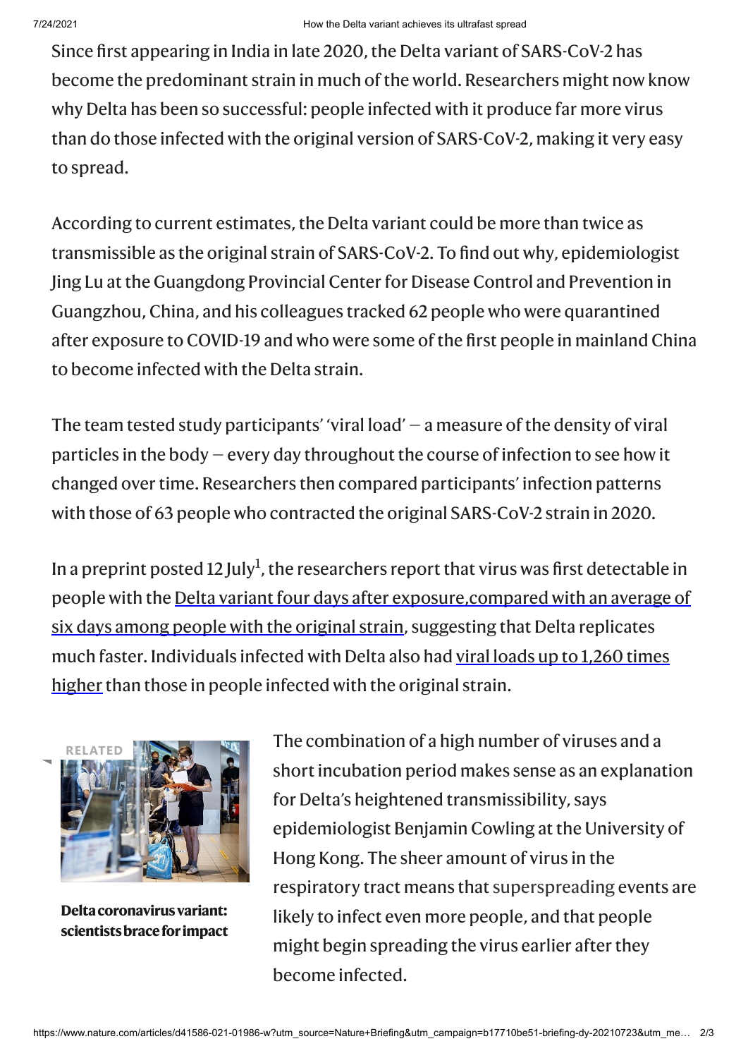Since first appearing in India in late 2020, the Delta variant of SARS-CoV-2 has become the predominant strain in much of the world. Researchers might now know why Delta has been so successful: people infected with it produce far more virus than do those infected with the original version of SARS-CoV-2, making it very easy to spread.

According to current estimates, the Delta variant could be more than twice as transmissible as the original strain of SARS-CoV-2. To find out why, epidemiologist Jing Lu at the Guangdong Provincial Center for Disease Control and Prevention in Guangzhou, China, and his colleagues tracked 62 people who were quarantined after exposure to COVID-19 and who were some of the first people in mainland China to become infected with the Delta strain.

The team tested study participants' 'viral load' — a measure of the density of viral particles in the body — every day throughout the course of infection to see how it changed over time. Researchers then compared participants' infection patterns with those of 63 people who contracted the original SARS-CoV-2 strain in 2020.

In a preprint posted 12 July[1], the researchers report that virus was first detectable in people with the Delta variant four days after exposure,compared with an average of six days among people with the original strain, suggesting that Delta replicates much faster. Individuals infected with Delta also had viral loads up to 1,260 times higher than those in people infected with the original strain.

RELATED

**Delta coronavirus variant: scientists brace for impact**

The combination of a high number of viruses and a short incubation period makes sense as an explanation for Delta's heightened transmissibility, says epidemiologist Benjamin Cowling at the University of Hong Kong. The sheer amount of virus in the respiratory tract means that superspreading events are likely to infect even more people, and that people might begin spreading the virus earlier after they become infected.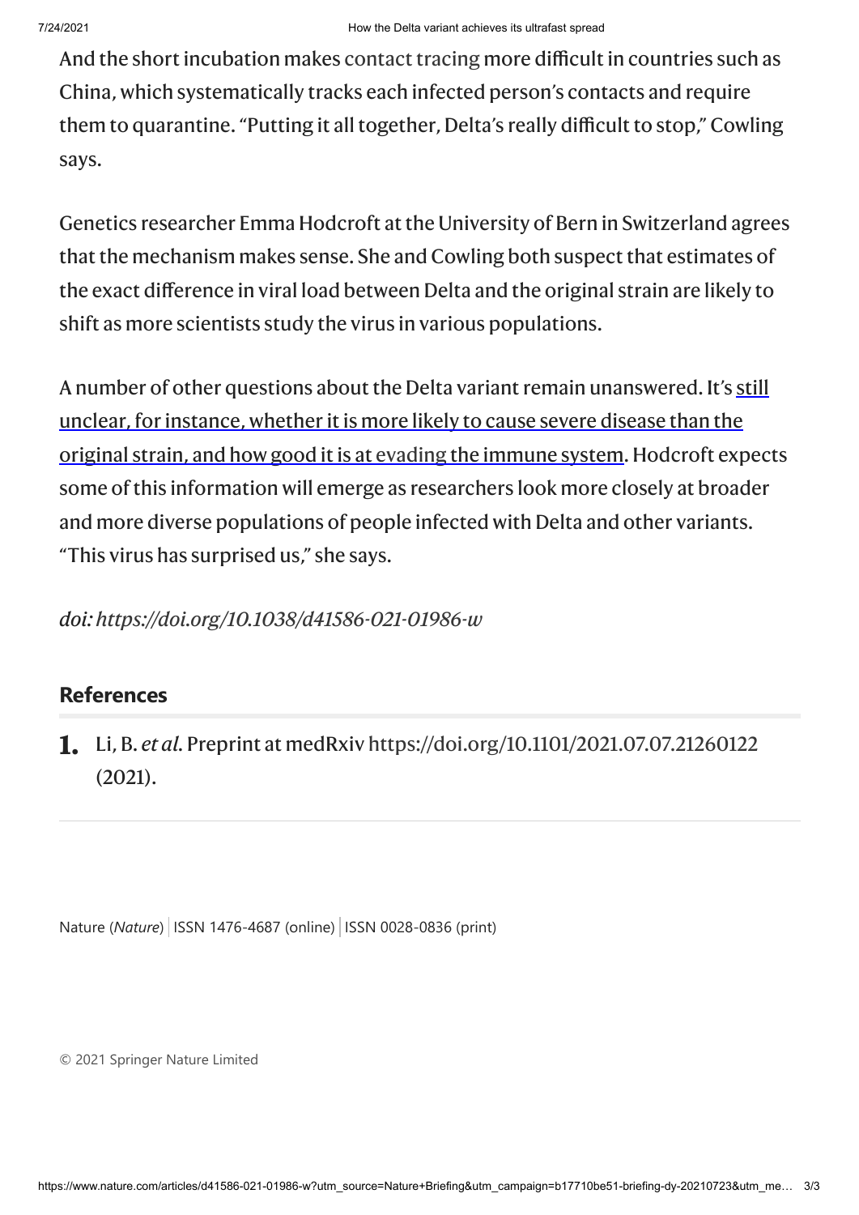And the short incubation makes contact tracing more difficult in countries such as China, which systematically tracks each infected person's contacts and require them to quarantine. "Putting it all together, Delta's really difficult to stop," Cowling says.

Genetics researcher Emma Hodcroft at the University of Bern in Switzerland agrees that the mechanism makes sense. She and Cowling both suspect that estimates of the exact difference in viral load between Delta and the original strain are likely to shift as more scientists study the virus in various populations.

A number of other questions about the Delta variant remain unanswered. It's still unclear, for instance, whether it is more likely to cause severe disease than the original strain, and how good it is at evading the immune system. Hodcroft expects some of this information will emerge as researchers look more closely at broader and more diverse populations of people infected with Delta and other variants. "This virus has surprised us," she says.

*doi: https://doi.org/10.1038/d41586-021-01986-w*

## References

1. Li, B. *et al.* Preprint at medRxiv https://doi.org/10.1101/2021.07.07.21260122 (2021).

Nature (*Nature*) | ISSN 1476-4687 (online) | ISSN 0028-0836 (print)

© 2021 Springer Nature Limited